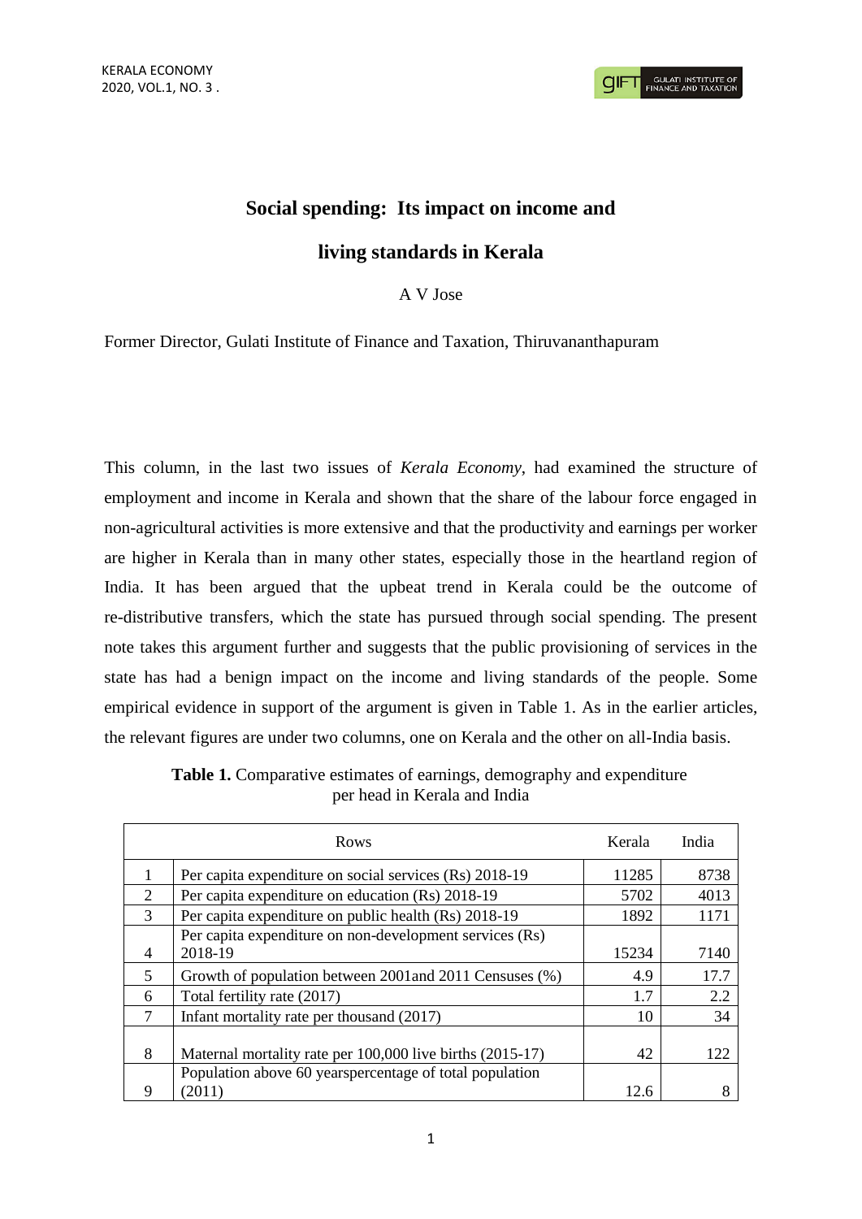# Social spending: Its impact on income and living standards in Kerala

A V Jose

Former Director, Gulati Institute of Finance and Taxation, Thiruvananthapuram

This column, in the last two issues of *Kerala Economy*, had examined the structure of employment and income in Kerala and shown that the share of the labour force engaged in non-agricultural activities is more extensive and that the productivity and earnings per worker are higher in Kerala than in many other states, especially those in the heartland region of India. It has been argued that the upbeat trend in Kerala could be the outcome of re-distributive transfers, which the state has pursued through social spending. The present note takes this argument further and suggests that the public provisioning of services in the state has had a benign impact on the income and living standards of the people. Some empirical evidence in support of the argument is given in Table 1. As in the earlier articles, the relevant figures are under two columns, one on Kerala and the other on all-India basis.

**Table 1.** Comparative estimates of earnings, demography and expenditure per head in Kerala and India

| | Rows | Kerala | India |
|---|---|---|---|
| 1 | Per capita expenditure on social services (Rs) 2018-19 | 11285 | 8738 |
| 2 | Per capita expenditure on education (Rs) 2018-19 | 5702 | 4013 |
| 3 | Per capita expenditure on public health (Rs) 2018-19 | 1892 | 1171 |
| 4 | Per capita expenditure on non-development services (Rs) 2018-19 | 15234 | 7140 |
| 5 | Growth of population between 2001and 2011 Censuses (%) | 4.9 | 17.7 |
| 6 | Total fertility rate (2017) | 1.7 | 2.2 |
| 7 | Infant mortality rate per thousand (2017) | 10 | 34 |
| 8 | Maternal mortality rate per 100,000 live births (2015-17) | 42 | 122 |
| 9 | Population above 60 yearspercentage of total population (2011) | 12.6 | 8 |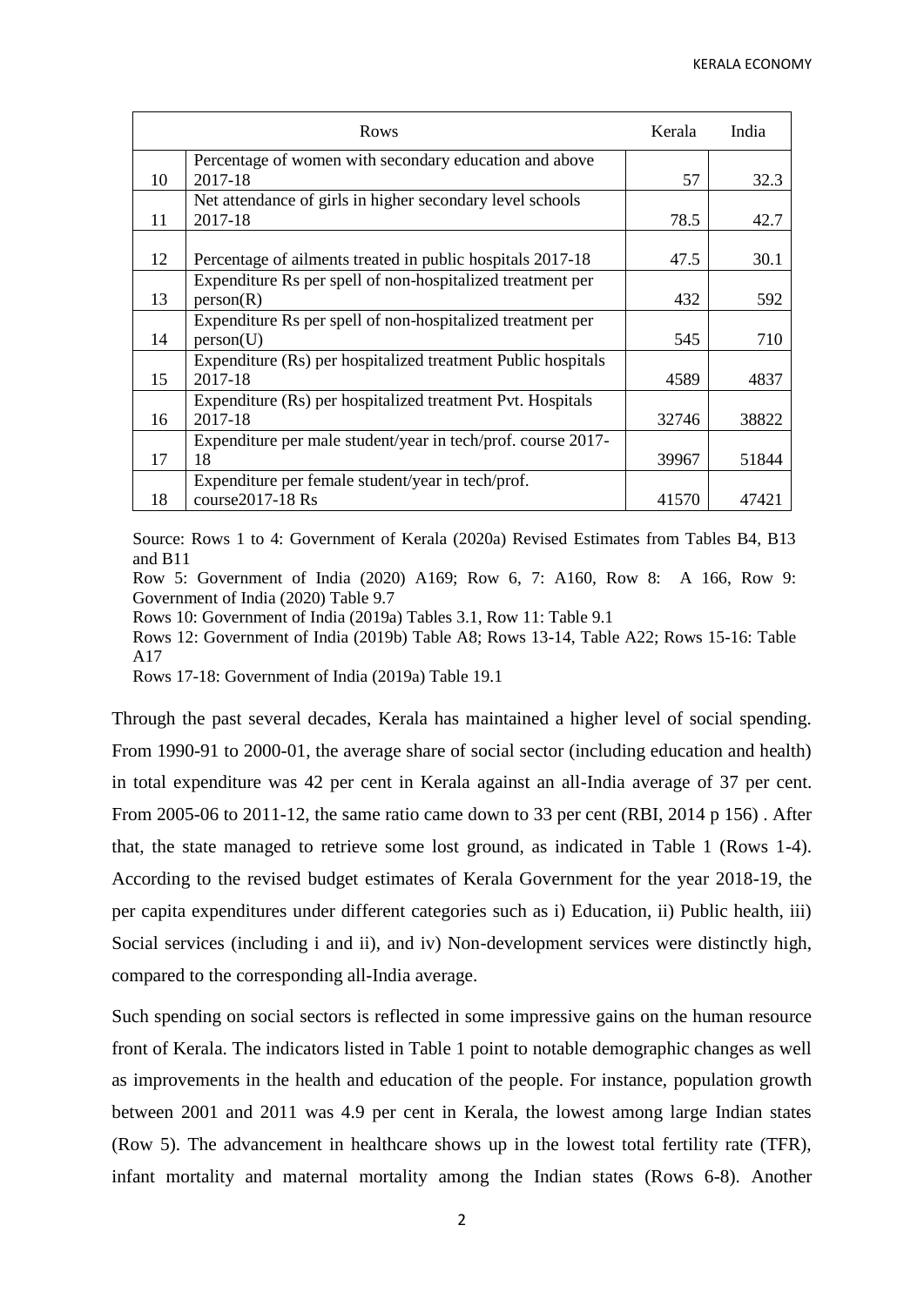| | Rows | Kerala | India |
|---|---|---|---|
| 10 | Percentage of women with secondary education and above 2017-18 | 57 | 32.3 |
| 11 | Net attendance of girls in higher secondary level schools 2017-18 | 78.5 | 42.7 |
| 12 | Percentage of ailments treated in public hospitals 2017-18 | 47.5 | 30.1 |
| 13 | Expenditure Rs per spell of non-hospitalized treatment per person(R) | 432 | 592 |
| 14 | Expenditure Rs per spell of non-hospitalized treatment per person(U) | 545 | 710 |
| 15 | Expenditure (Rs) per hospitalized treatment Public hospitals 2017-18 | 4589 | 4837 |
| 16 | Expenditure (Rs) per hospitalized treatment Pvt. Hospitals 2017-18 | 32746 | 38822 |
| 17 | Expenditure per male student/year in tech/prof. course 2017-18 | 39967 | 51844 |
| 18 | Expenditure per female student/year in tech/prof. course2017-18 Rs | 41570 | 47421 |

Source: Rows 1 to 4: Government of Kerala (2020a) Revised Estimates from Tables B4, B13 and B11

Row 5: Government of India (2020) A169; Row 6, 7: A160, Row 8: A 166, Row 9: Government of India (2020) Table 9.7

Rows 10: Government of India (2019a) Tables 3.1, Row 11: Table 9.1

Rows 12: Government of India (2019b) Table A8; Rows 13-14, Table A22; Rows 15-16: Table A17

Rows 17-18: Government of India (2019a) Table 19.1

Through the past several decades, Kerala has maintained a higher level of social spending. From 1990-91 to 2000-01, the average share of social sector (including education and health) in total expenditure was 42 per cent in Kerala against an all-India average of 37 per cent. From 2005-06 to 2011-12, the same ratio came down to 33 per cent (RBI, 2014 p 156) . After that, the state managed to retrieve some lost ground, as indicated in Table 1 (Rows 1-4). According to the revised budget estimates of Kerala Government for the year 2018-19, the per capita expenditures under different categories such as i) Education, ii) Public health, iii) Social services (including i and ii), and iv) Non-development services were distinctly high, compared to the corresponding all-India average.

Such spending on social sectors is reflected in some impressive gains on the human resource front of Kerala. The indicators listed in Table 1 point to notable demographic changes as well as improvements in the health and education of the people. For instance, population growth between 2001 and 2011 was 4.9 per cent in Kerala, the lowest among large Indian states (Row 5). The advancement in healthcare shows up in the lowest total fertility rate (TFR), infant mortality and maternal mortality among the Indian states (Rows 6-8). Another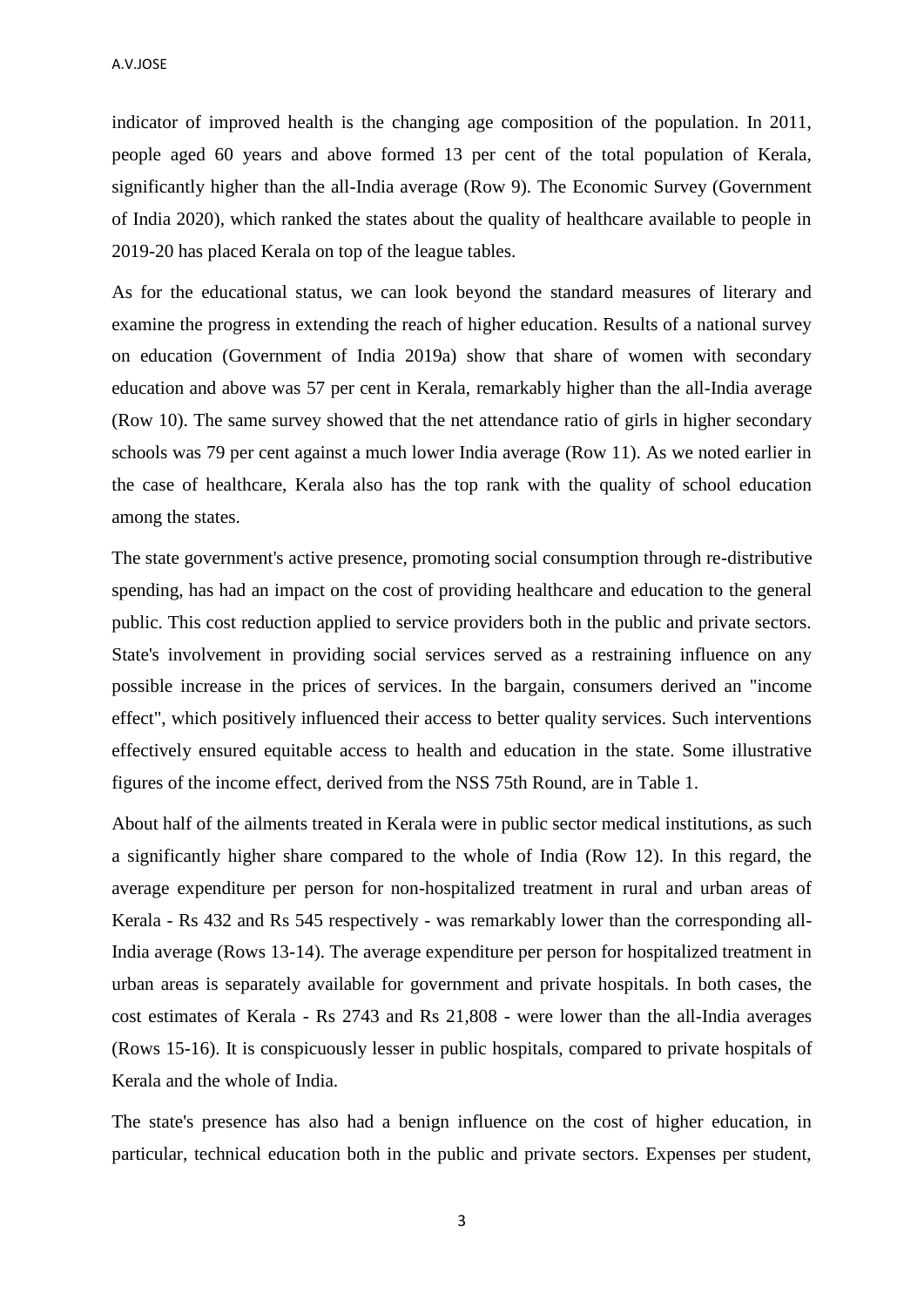indicator of improved health is the changing age composition of the population. In 2011, people aged 60 years and above formed 13 per cent of the total population of Kerala, significantly higher than the all-India average (Row 9). The Economic Survey (Government of India 2020), which ranked the states about the quality of healthcare available to people in 2019-20 has placed Kerala on top of the league tables.

As for the educational status, we can look beyond the standard measures of literary and examine the progress in extending the reach of higher education. Results of a national survey on education (Government of India 2019a) show that share of women with secondary education and above was 57 per cent in Kerala, remarkably higher than the all-India average (Row 10). The same survey showed that the net attendance ratio of girls in higher secondary schools was 79 per cent against a much lower India average (Row 11). As we noted earlier in the case of healthcare, Kerala also has the top rank with the quality of school education among the states.

The state government's active presence, promoting social consumption through re-distributive spending, has had an impact on the cost of providing healthcare and education to the general public. This cost reduction applied to service providers both in the public and private sectors. State's involvement in providing social services served as a restraining influence on any possible increase in the prices of services. In the bargain, consumers derived an "income effect", which positively influenced their access to better quality services. Such interventions effectively ensured equitable access to health and education in the state. Some illustrative figures of the income effect, derived from the NSS 75th Round, are in Table 1.

About half of the ailments treated in Kerala were in public sector medical institutions, as such a significantly higher share compared to the whole of India (Row 12). In this regard, the average expenditure per person for non-hospitalized treatment in rural and urban areas of Kerala - Rs 432 and Rs 545 respectively - was remarkably lower than the corresponding all-India average (Rows 13-14). The average expenditure per person for hospitalized treatment in urban areas is separately available for government and private hospitals. In both cases, the cost estimates of Kerala - Rs 2743 and Rs 21,808 - were lower than the all-India averages (Rows 15-16). It is conspicuously lesser in public hospitals, compared to private hospitals of Kerala and the whole of India.

The state's presence has also had a benign influence on the cost of higher education, in particular, technical education both in the public and private sectors. Expenses per student,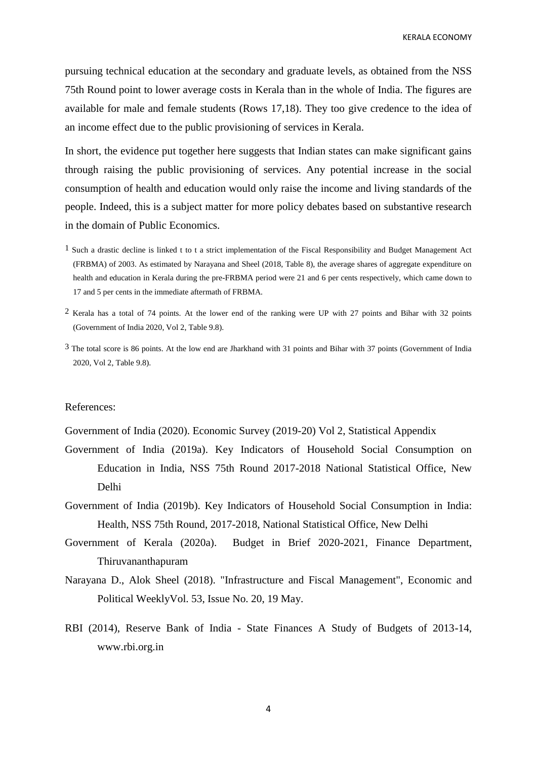pursuing technical education at the secondary and graduate levels, as obtained from the NSS 75th Round point to lower average costs in Kerala than in the whole of India. The figures are available for male and female students (Rows 17,18). They too give credence to the idea of an income effect due to the public provisioning of services in Kerala.

In short, the evidence put together here suggests that Indian states can make significant gains through raising the public provisioning of services. Any potential increase in the social consumption of health and education would only raise the income and living standards of the people. Indeed, this is a subject matter for more policy debates based on substantive research in the domain of Public Economics.

[1] Such a drastic decline is linked t to t a strict implementation of the Fiscal Responsibility and Budget Management Act (FRBMA) of 2003. As estimated by Narayana and Sheel (2018, Table 8), the average shares of aggregate expenditure on health and education in Kerala during the pre-FRBMA period were 21 and 6 per cents respectively, which came down to 17 and 5 per cents in the immediate aftermath of FRBMA.

[2] Kerala has a total of 74 points. At the lower end of the ranking were UP with 27 points and Bihar with 32 points (Government of India 2020, Vol 2, Table 9.8).

[3] The total score is 86 points. At the low end are Jharkhand with 31 points and Bihar with 37 points (Government of India 2020, Vol 2, Table 9.8).

References:

Government of India (2020). Economic Survey (2019-20) Vol 2, Statistical Appendix

Government of India (2019a). Key Indicators of Household Social Consumption on Education in India, NSS 75th Round 2017-2018 National Statistical Office, New Delhi

Government of India (2019b). Key Indicators of Household Social Consumption in India: Health, NSS 75th Round, 2017-2018, National Statistical Office, New Delhi

Government of Kerala (2020a). Budget in Brief 2020-2021, Finance Department, Thiruvananthapuram

Narayana D., Alok Sheel (2018). "Infrastructure and Fiscal Management", Economic and Political WeeklyVol. 53, Issue No. 20, 19 May.

RBI (2014), Reserve Bank of India - State Finances A Study of Budgets of 2013-14, www.rbi.org.in